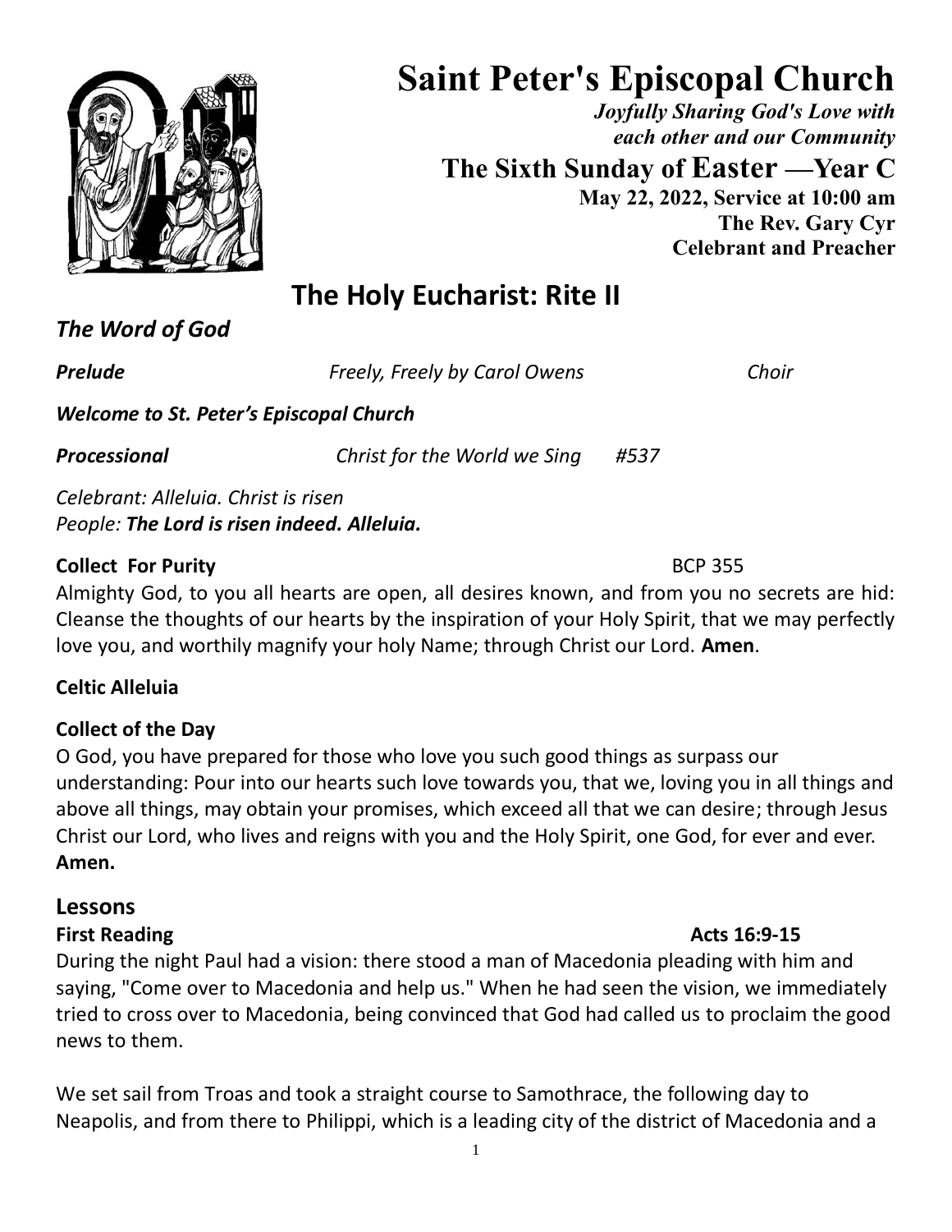# Saint Peter's Episcopal Church

***Joyfully Sharing God's Love with each other and our Community***

**The Sixth Sunday of Easter —Year C**

**May 22, 2022, Service at 10:00 am**

**The Rev. Gary Cyr**
**Celebrant and Preacher**

## The Holy Eucharist: Rite II

### *The Word of God*

***Prelude*** *Freely, Freely by Carol Owens* *Choir*

***Welcome to St. Peter's Episcopal Church***

***Processional*** *Christ for the World we Sing #537*

*Celebrant: Alleluia. Christ is risen*
*People:* ***The Lord is risen indeed. Alleluia.***

**Collect For Purity** BCP 355

Almighty God, to you all hearts are open, all desires known, and from you no secrets are hid: Cleanse the thoughts of our hearts by the inspiration of your Holy Spirit, that we may perfectly love you, and worthily magnify your holy Name; through Christ our Lord. **Amen**.

**Celtic Alleluia**

**Collect of the Day**

O God, you have prepared for those who love you such good things as surpass our understanding: Pour into our hearts such love towards you, that we, loving you in all things and above all things, may obtain your promises, which exceed all that we can desire; through Jesus Christ our Lord, who lives and reigns with you and the Holy Spirit, one God, for ever and ever. **Amen.**

## Lessons

**First Reading** **Acts 16:9-15**

During the night Paul had a vision: there stood a man of Macedonia pleading with him and saying, "Come over to Macedonia and help us." When he had seen the vision, we immediately tried to cross over to Macedonia, being convinced that God had called us to proclaim the good news to them.

We set sail from Troas and took a straight course to Samothrace, the following day to Neapolis, and from there to Philippi, which is a leading city of the district of Macedonia and a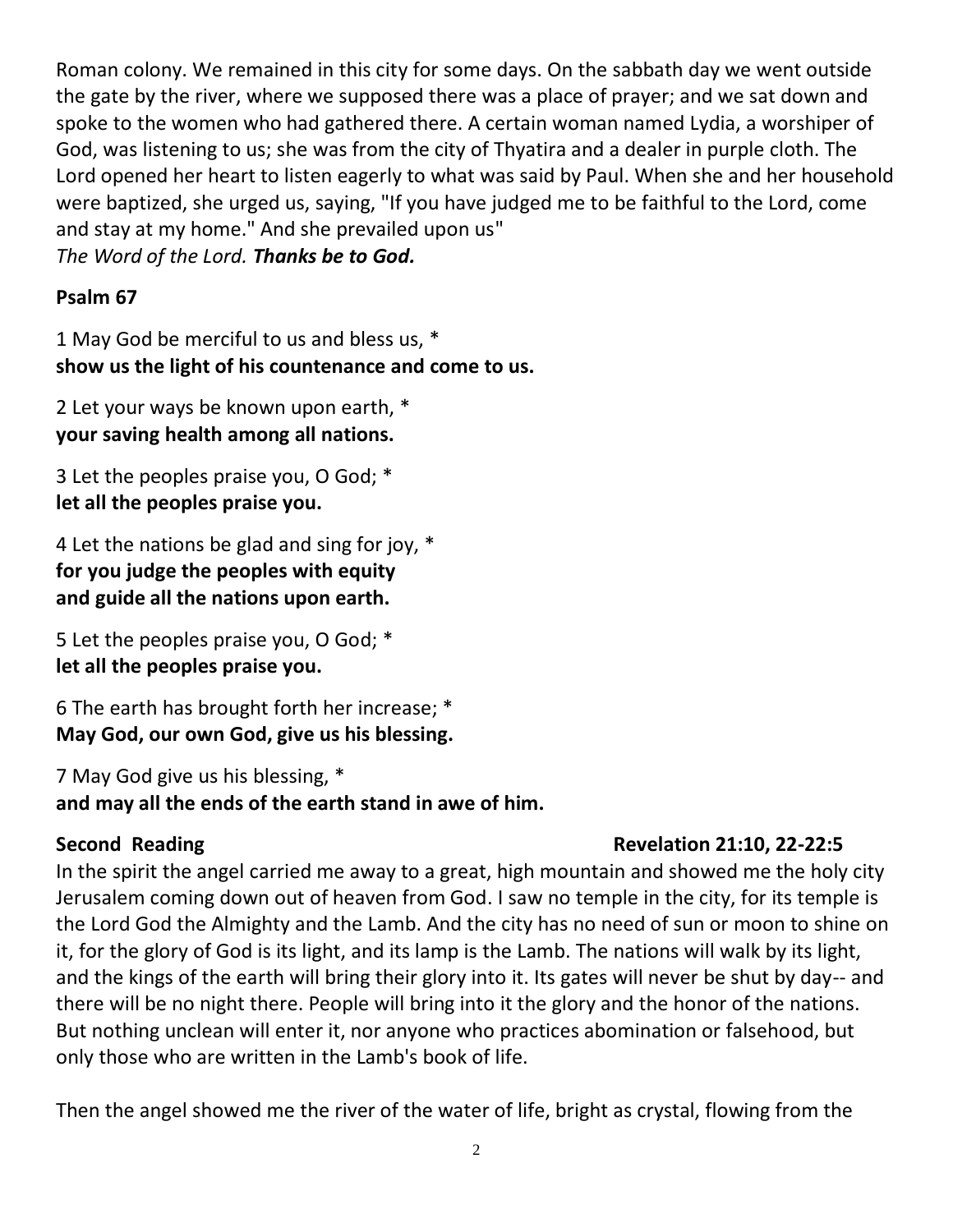Roman colony. We remained in this city for some days. On the sabbath day we went outside the gate by the river, where we supposed there was a place of prayer; and we sat down and spoke to the women who had gathered there. A certain woman named Lydia, a worshiper of God, was listening to us; she was from the city of Thyatira and a dealer in purple cloth. The Lord opened her heart to listen eagerly to what was said by Paul. When she and her household were baptized, she urged us, saying, "If you have judged me to be faithful to the Lord, come and stay at my home." And she prevailed upon us"
*The Word of the Lord.* ***Thanks be to God.***

**Psalm 67**

1 May God be merciful to us and bless us, *
**show us the light of his countenance and come to us.**

2 Let your ways be known upon earth, *
**your saving health among all nations.**

3 Let the peoples praise you, O God; *
**let all the peoples praise you.**

4 Let the nations be glad and sing for joy, *
**for you judge the peoples with equity**
**and guide all the nations upon earth.**

5 Let the peoples praise you, O God; *
**let all the peoples praise you.**

6 The earth has brought forth her increase; *
**May God, our own God, give us his blessing.**

7 May God give us his blessing, *
**and may all the ends of the earth stand in awe of him.**

**Second Reading** **Revelation 21:10, 22-22:5**

In the spirit the angel carried me away to a great, high mountain and showed me the holy city Jerusalem coming down out of heaven from God. I saw no temple in the city, for its temple is the Lord God the Almighty and the Lamb. And the city has no need of sun or moon to shine on it, for the glory of God is its light, and its lamp is the Lamb. The nations will walk by its light, and the kings of the earth will bring their glory into it. Its gates will never be shut by day-- and there will be no night there. People will bring into it the glory and the honor of the nations. But nothing unclean will enter it, nor anyone who practices abomination or falsehood, but only those who are written in the Lamb's book of life.

Then the angel showed me the river of the water of life, bright as crystal, flowing from the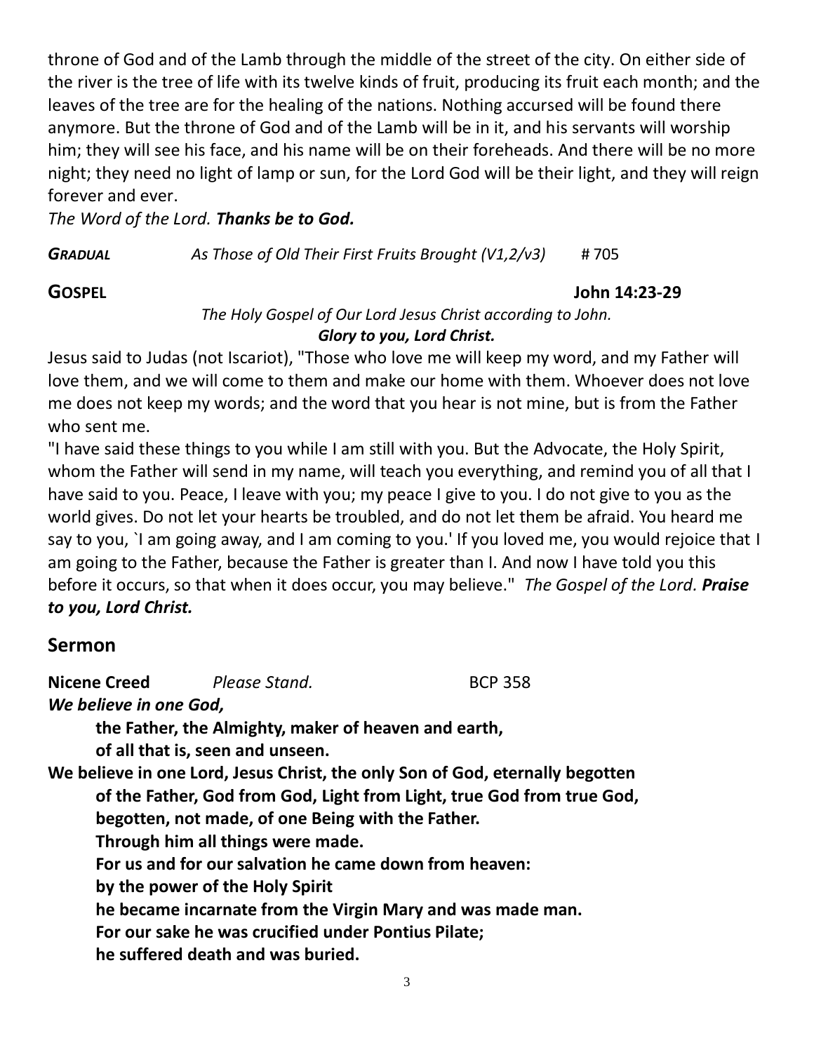throne of God and of the Lamb through the middle of the street of the city. On either side of the river is the tree of life with its twelve kinds of fruit, producing its fruit each month; and the leaves of the tree are for the healing of the nations. Nothing accursed will be found there anymore. But the throne of God and of the Lamb will be in it, and his servants will worship him; they will see his face, and his name will be on their foreheads. And there will be no more night; they need no light of lamp or sun, for the Lord God will be their light, and they will reign forever and ever.

*The Word of the Lord.* ***Thanks be to God.***

***GRADUAL*** *As Those of Old Their First Fruits Brought (V1,2/v3)* # 705

**GOSPEL** **John 14:23-29**

*The Holy Gospel of Our Lord Jesus Christ according to John.*
***Glory to you, Lord Christ.***

Jesus said to Judas (not Iscariot), "Those who love me will keep my word, and my Father will love them, and we will come to them and make our home with them. Whoever does not love me does not keep my words; and the word that you hear is not mine, but is from the Father who sent me.

"I have said these things to you while I am still with you. But the Advocate, the Holy Spirit, whom the Father will send in my name, will teach you everything, and remind you of all that I have said to you. Peace, I leave with you; my peace I give to you. I do not give to you as the world gives. Do not let your hearts be troubled, and do not let them be afraid. You heard me say to you, `I am going away, and I am coming to you.' If you loved me, you would rejoice that I am going to the Father, because the Father is greater than I. And now I have told you this before it occurs, so that when it does occur, you may believe." *The Gospel of the Lord.* ***Praise to you, Lord Christ.***

## Sermon

**Nicene Creed** *Please Stand.* BCP 358

***We believe in one God,***

**the Father, the Almighty, maker of heaven and earth,**
**of all that is, seen and unseen.**

**We believe in one Lord, Jesus Christ, the only Son of God, eternally begotten**
**of the Father, God from God, Light from Light, true God from true God,**
**begotten, not made, of one Being with the Father.**
**Through him all things were made.**
**For us and for our salvation he came down from heaven:**
**by the power of the Holy Spirit**
**he became incarnate from the Virgin Mary and was made man.**
**For our sake he was crucified under Pontius Pilate;**
**he suffered death and was buried.**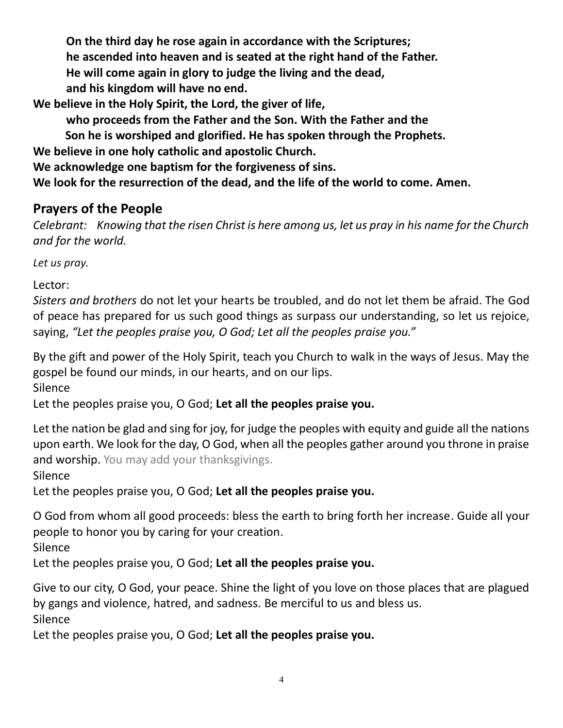**On the third day he rose again in accordance with the Scriptures;**
**he ascended into heaven and is seated at the right hand of the Father.**
**He will come again in glory to judge the living and the dead,**
**and his kingdom will have no end.**

**We believe in the Holy Spirit, the Lord, the giver of life,**
**who proceeds from the Father and the Son. With the Father and the Son he is worshiped and glorified. He has spoken through the Prophets.**

**We believe in one holy catholic and apostolic Church.**

**We acknowledge one baptism for the forgiveness of sins.**

**We look for the resurrection of the dead, and the life of the world to come. Amen.**

## Prayers of the People

*Celebrant: Knowing that the risen Christ is here among us, let us pray in his name for the Church and for the world.*

*Let us pray.*

Lector:

*Sisters and brothers* do not let your hearts be troubled, and do not let them be afraid. The God of peace has prepared for us such good things as surpass our understanding, so let us rejoice, saying, *"Let the peoples praise you, O God; Let all the peoples praise you."*

By the gift and power of the Holy Spirit, teach you Church to walk in the ways of Jesus. May the gospel be found our minds, in our hearts, and on our lips.

Silence

Let the peoples praise you, O God; **Let all the peoples praise you.**

Let the nation be glad and sing for joy, for judge the peoples with equity and guide all the nations upon earth. We look for the day, O God, when all the peoples gather around you throne in praise and worship. You may add your thanksgivings.

Silence

Let the peoples praise you, O God; **Let all the peoples praise you.**

O God from whom all good proceeds: bless the earth to bring forth her increase. Guide all your people to honor you by caring for your creation.

Silence

Let the peoples praise you, O God; **Let all the peoples praise you.**

Give to our city, O God, your peace. Shine the light of you love on those places that are plagued by gangs and violence, hatred, and sadness. Be merciful to us and bless us.

Silence

Let the peoples praise you, O God; **Let all the peoples praise you.**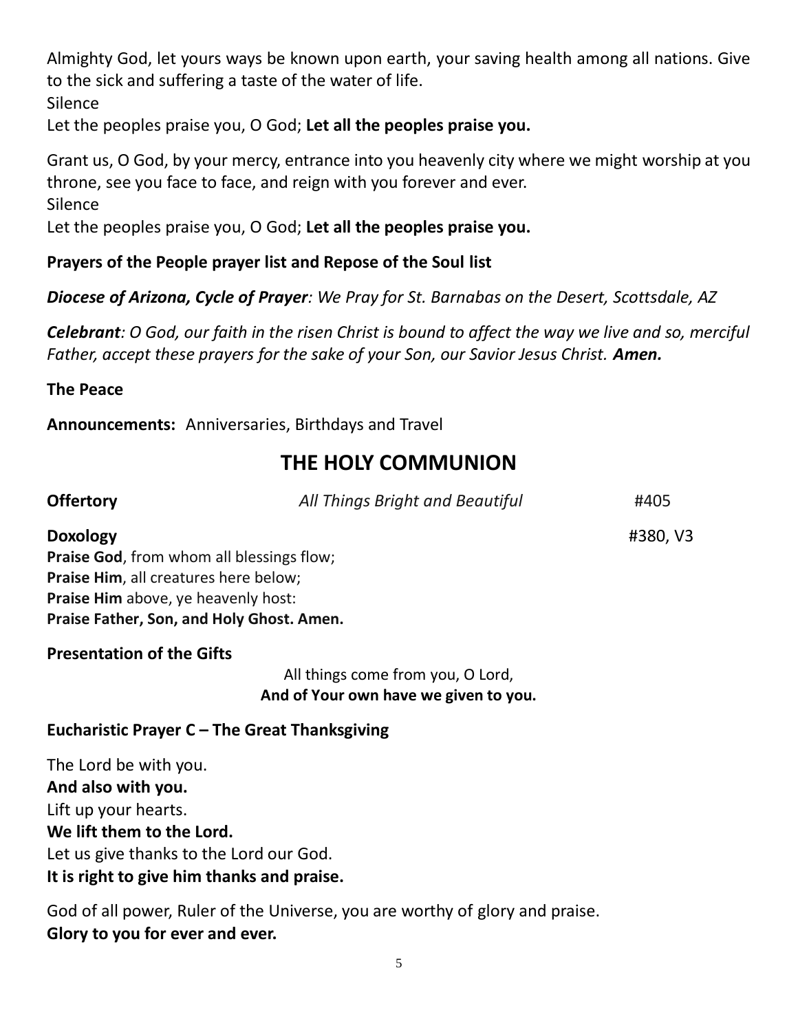Almighty God, let yours ways be known upon earth, your saving health among all nations. Give to the sick and suffering a taste of the water of life.
Silence
Let the peoples praise you, O God; **Let all the peoples praise you.**

Grant us, O God, by your mercy, entrance into you heavenly city where we might worship at you throne, see you face to face, and reign with you forever and ever.
Silence
Let the peoples praise you, O God; **Let all the peoples praise you.**

**Prayers of the People prayer list and Repose of the Soul list**

***Diocese of Arizona, Cycle of Prayer**: We Pray for St. Barnabas on the Desert, Scottsdale, AZ*

***Celebrant**: O God, our faith in the risen Christ is bound to affect the way we live and so, merciful Father, accept these prayers for the sake of your Son, our Savior Jesus Christ.* ***Amen.***

**The Peace**

**Announcements:** Anniversaries, Birthdays and Travel

# THE HOLY COMMUNION

**Offertory** *All Things Bright and Beautiful* #405

**Doxology** #380, V3

**Praise God**, from whom all blessings flow;
**Praise Him**, all creatures here below;
**Praise Him** above, ye heavenly host:
**Praise Father, Son, and Holy Ghost. Amen.**

**Presentation of the Gifts**

All things come from you, O Lord,
**And of Your own have we given to you.**

**Eucharistic Prayer C – The Great Thanksgiving**

The Lord be with you.
**And also with you.**
Lift up your hearts.
**We lift them to the Lord.**
Let us give thanks to the Lord our God.
**It is right to give him thanks and praise.**

God of all power, Ruler of the Universe, you are worthy of glory and praise.
**Glory to you for ever and ever.**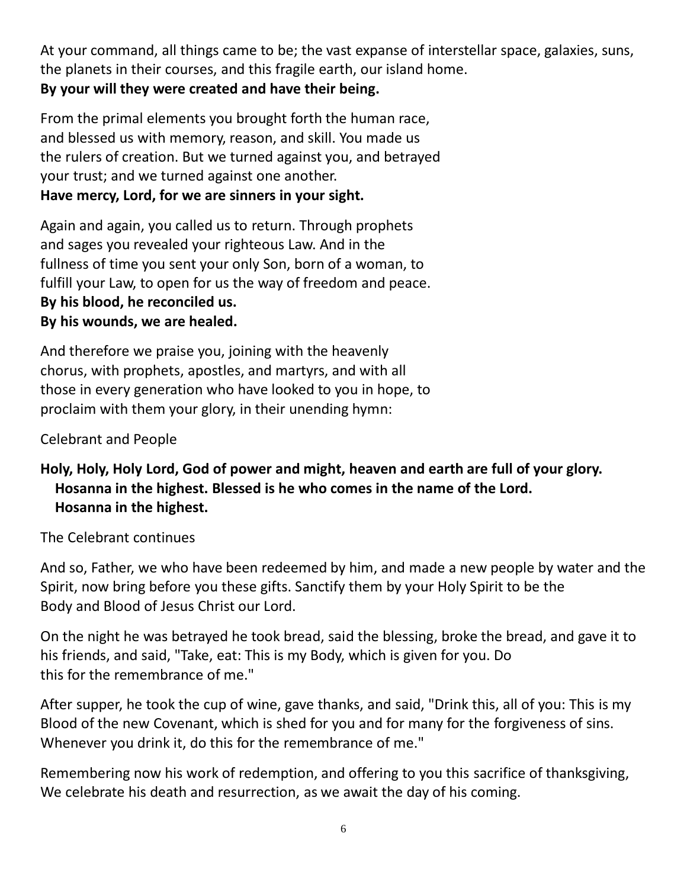At your command, all things came to be; the vast expanse of interstellar space, galaxies, suns, the planets in their courses, and this fragile earth, our island home.
**By your will they were created and have their being.**

From the primal elements you brought forth the human race, and blessed us with memory, reason, and skill. You made us the rulers of creation. But we turned against you, and betrayed your trust; and we turned against one another.
**Have mercy, Lord, for we are sinners in your sight.**

Again and again, you called us to return. Through prophets and sages you revealed your righteous Law. And in the fullness of time you sent your only Son, born of a woman, to fulfill your Law, to open for us the way of freedom and peace.
**By his blood, he reconciled us.**
**By his wounds, we are healed.**

And therefore we praise you, joining with the heavenly chorus, with prophets, apostles, and martyrs, and with all those in every generation who have looked to you in hope, to proclaim with them your glory, in their unending hymn:

Celebrant and People

**Holy, Holy, Holy Lord, God of power and might, heaven and earth are full of your glory.**
**Hosanna in the highest. Blessed is he who comes in the name of the Lord.**
**Hosanna in the highest.**

The Celebrant continues

And so, Father, we who have been redeemed by him, and made a new people by water and the Spirit, now bring before you these gifts. Sanctify them by your Holy Spirit to be the Body and Blood of Jesus Christ our Lord.

On the night he was betrayed he took bread, said the blessing, broke the bread, and gave it to his friends, and said, "Take, eat: This is my Body, which is given for you. Do this for the remembrance of me."

After supper, he took the cup of wine, gave thanks, and said, "Drink this, all of you: This is my Blood of the new Covenant, which is shed for you and for many for the forgiveness of sins. Whenever you drink it, do this for the remembrance of me."

Remembering now his work of redemption, and offering to you this sacrifice of thanksgiving, We celebrate his death and resurrection, as we await the day of his coming.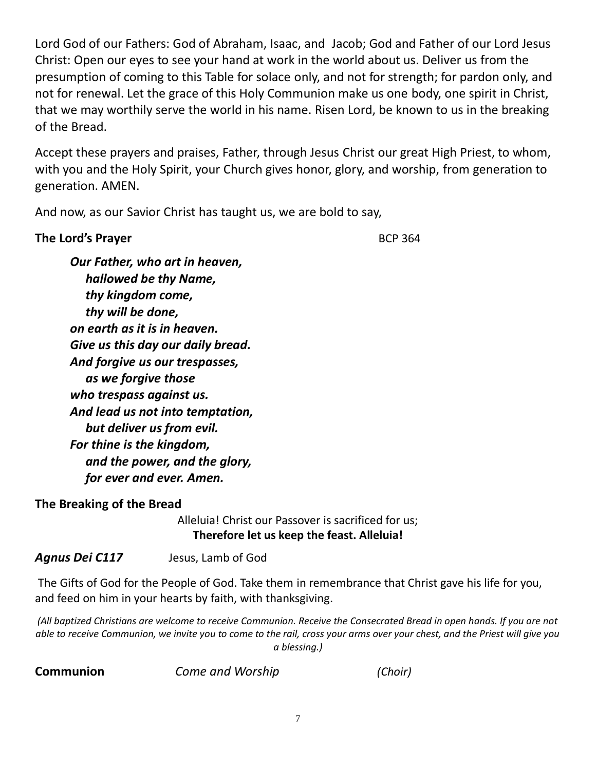Lord God of our Fathers: God of Abraham, Isaac, and Jacob; God and Father of our Lord Jesus Christ: Open our eyes to see your hand at work in the world about us. Deliver us from the presumption of coming to this Table for solace only, and not for strength; for pardon only, and not for renewal. Let the grace of this Holy Communion make us one body, one spirit in Christ, that we may worthily serve the world in his name. Risen Lord, be known to us in the breaking of the Bread.

Accept these prayers and praises, Father, through Jesus Christ our great High Priest, to whom, with you and the Holy Spirit, your Church gives honor, glory, and worship, from generation to generation. AMEN.

And now, as our Savior Christ has taught us, we are bold to say,

**The Lord's Prayer** BCP 364

***Our Father, who art in heaven,***
***hallowed be thy Name,***
***thy kingdom come,***
***thy will be done,***
***on earth as it is in heaven.***
***Give us this day our daily bread.***
***And forgive us our trespasses,***
***as we forgive those***
***who trespass against us.***
***And lead us not into temptation,***
***but deliver us from evil.***
***For thine is the kingdom,***
***and the power, and the glory,***
***for ever and ever. Amen.***

**The Breaking of the Bread**

Alleluia! Christ our Passover is sacrificed for us;
**Therefore let us keep the feast. Alleluia!**

***Agnus Dei C117*** Jesus, Lamb of God

The Gifts of God for the People of God. Take them in remembrance that Christ gave his life for you, and feed on him in your hearts by faith, with thanksgiving.

*(All baptized Christians are welcome to receive Communion. Receive the Consecrated Bread in open hands. If you are not able to receive Communion, we invite you to come to the rail, cross your arms over your chest, and the Priest will give you a blessing.)*

**Communion** *Come and Worship* *(Choir)*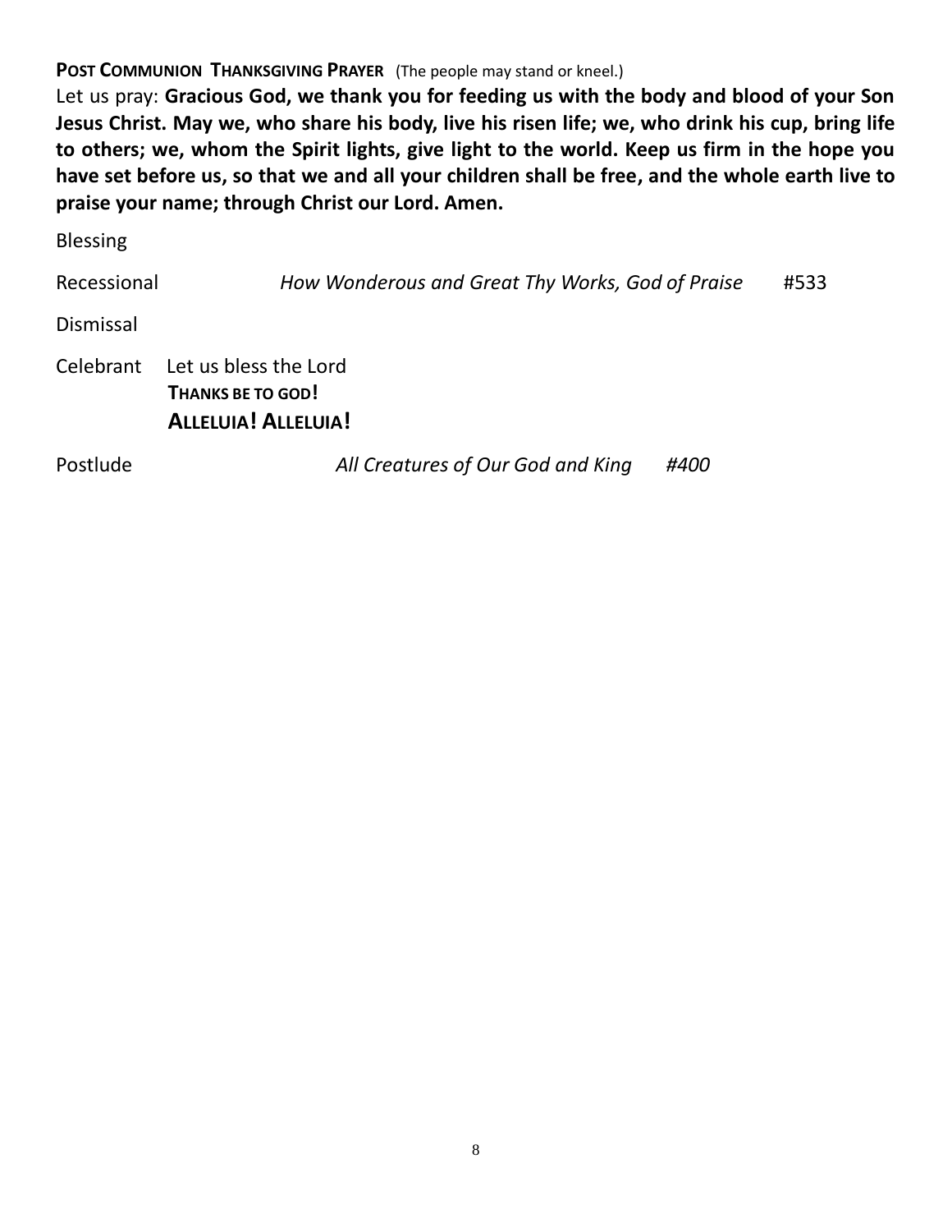**POST COMMUNION THANKSGIVING PRAYER** (The people may stand or kneel.)

Let us pray: **Gracious God, we thank you for feeding us with the body and blood of your Son Jesus Christ. May we, who share his body, live his risen life; we, who drink his cup, bring life to others; we, whom the Spirit lights, give light to the world. Keep us firm in the hope you have set before us, so that we and all your children shall be free, and the whole earth live to praise your name; through Christ our Lord. Amen.**

Blessing

Recessional *How Wonderous and Great Thy Works, God of Praise* #533

Dismissal

Celebrant Let us bless the Lord
**THANKS BE TO GOD!**
**ALLELUIA! ALLELUIA!**

Postlude *All Creatures of Our God and King #400*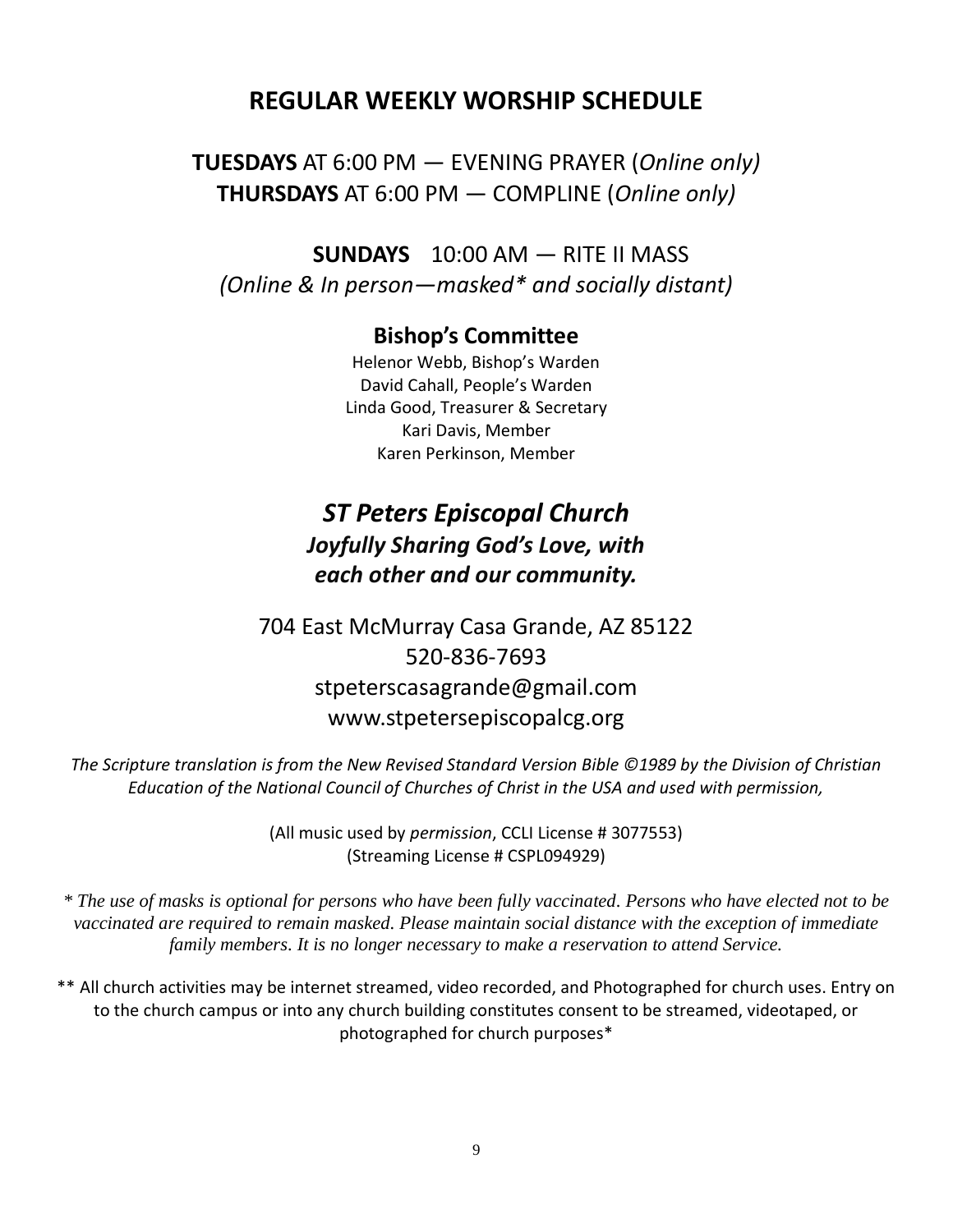## REGULAR WEEKLY WORSHIP SCHEDULE

**TUESDAYS** AT 6:00 PM — EVENING PRAYER (*Online only)*
**THURSDAYS** AT 6:00 PM — COMPLINE (*Online only)*

**SUNDAYS** 10:00 AM — RITE II MASS
*(Online & In person—masked* and socially distant)*

### Bishop's Committee

Helenor Webb, Bishop's Warden
David Cahall, People's Warden
Linda Good, Treasurer & Secretary
Kari Davis, Member
Karen Perkinson, Member

## *ST Peters Episcopal Church*

***Joyfully Sharing God's Love, with each other and our community.***

704 East McMurray Casa Grande, AZ 85122
520-836-7693
stpeterscasagrande@gmail.com
www.stpetersepiscopalcg.org

*The Scripture translation is from the New Revised Standard Version Bible ©1989 by the Division of Christian Education of the National Council of Churches of Christ in the USA and used with permission,*

(All music used by *permission*, CCLI License # 3077553)
(Streaming License # CSPL094929)

*\* The use of masks is optional for persons who have been fully vaccinated. Persons who have elected not to be vaccinated are required to remain masked. Please maintain social distance with the exception of immediate family members. It is no longer necessary to make a reservation to attend Service.*

** All church activities may be internet streamed, video recorded, and Photographed for church uses. Entry on to the church campus or into any church building constitutes consent to be streamed, videotaped, or photographed for church purposes*